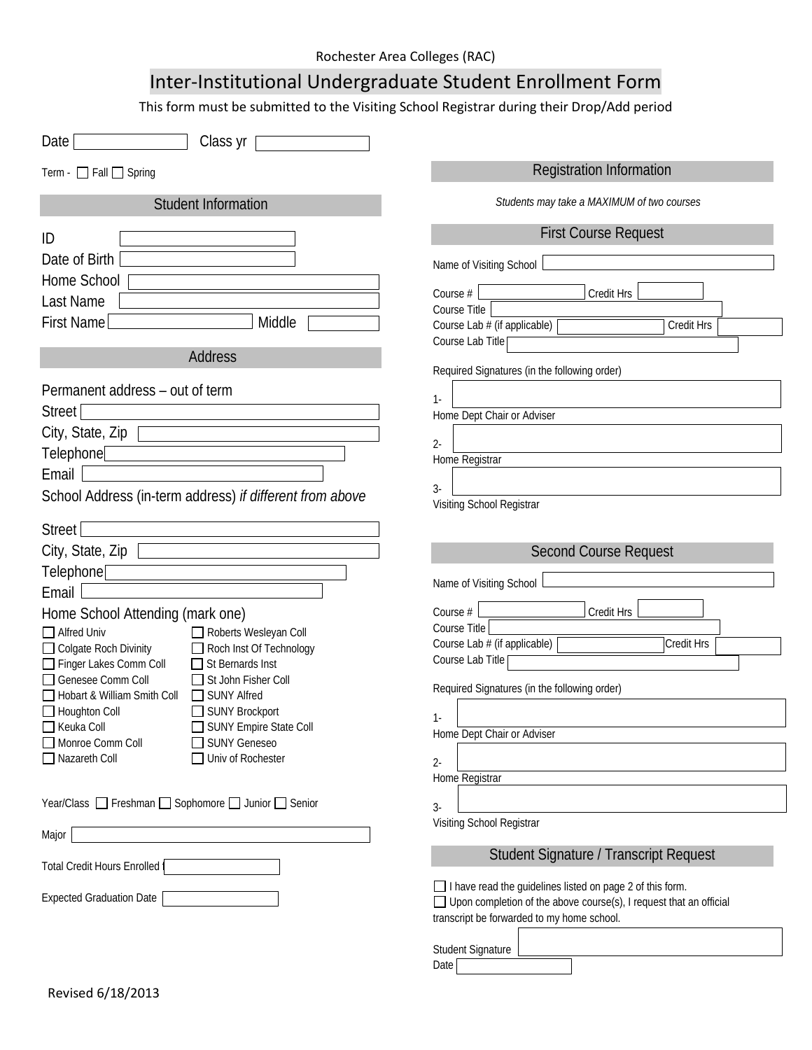Rochester Area Colleges (RAC)

# Inter-Institutional Undergraduate Student Enrollment Form

This form must be submitted to the Visiting School Registrar during their Drop/Add period

Date ______ Class yr ______

Term - ☐ Fall ☐ Spring

## Student Information

ID ______

Date of Birth ______

Home School ______

Last Name ______

First Name ______ Middle ______

## Address

Permanent address – out of term

Street ______

City, State, Zip ______

Telephone ______

Email ______

School Address (in-term address) *if different from above*

Street ______

City, State, Zip ______

Telephone ______

Email ______

Home School Attending (mark one)

- ☐ Alfred Univ
- ☐ Colgate Roch Divinity
- ☐ Finger Lakes Comm Coll
- ☐ Genesee Comm Coll
- ☐ Hobart & William Smith Coll
- ☐ Houghton Coll
- ☐ Keuka Coll
- ☐ Monroe Comm Coll
- ☐ Nazareth Coll
- ☐ Roberts Wesleyan Coll
- ☐ Roch Inst Of Technology
- ☐ St Bernards Inst
- ☐ St John Fisher Coll
- ☐ SUNY Alfred
- ☐ SUNY Brockport
- ☐ SUNY Empire State Coll
- ☐ SUNY Geneseo
- ☐ Univ of Rochester

Year/Class ☐ Freshman ☐ Sophomore ☐ Junior ☐ Senior

Major ______

Total Credit Hours Enrolled ______

Expected Graduation Date ______

## Registration Information

*Students may take a MAXIMUM of two courses*

### First Course Request

Name of Visiting School ______

Course # ______ Credit Hrs ______

Course Title ______

Course Lab # (if applicable) ______ Credit Hrs ______

Course Lab Title ______

Required Signatures (in the following order)

1- ______
Home Dept Chair or Adviser

2- ______
Home Registrar

3- ______
Visiting School Registrar

### Second Course Request

Name of Visiting School ______

Course # ______ Credit Hrs ______

Course Title ______

Course Lab # (if applicable) ______ Credit Hrs ______

Course Lab Title ______

Required Signatures (in the following order)

1- ______
Home Dept Chair or Adviser

2- ______
Home Registrar

3- ______
Visiting School Registrar

## Student Signature / Transcript Request

☐ I have read the guidelines listed on page 2 of this form.

☐ Upon completion of the above course(s), I request that an official transcript be forwarded to my home school.

Student Signature ______

Date ______

Revised 6/18/2013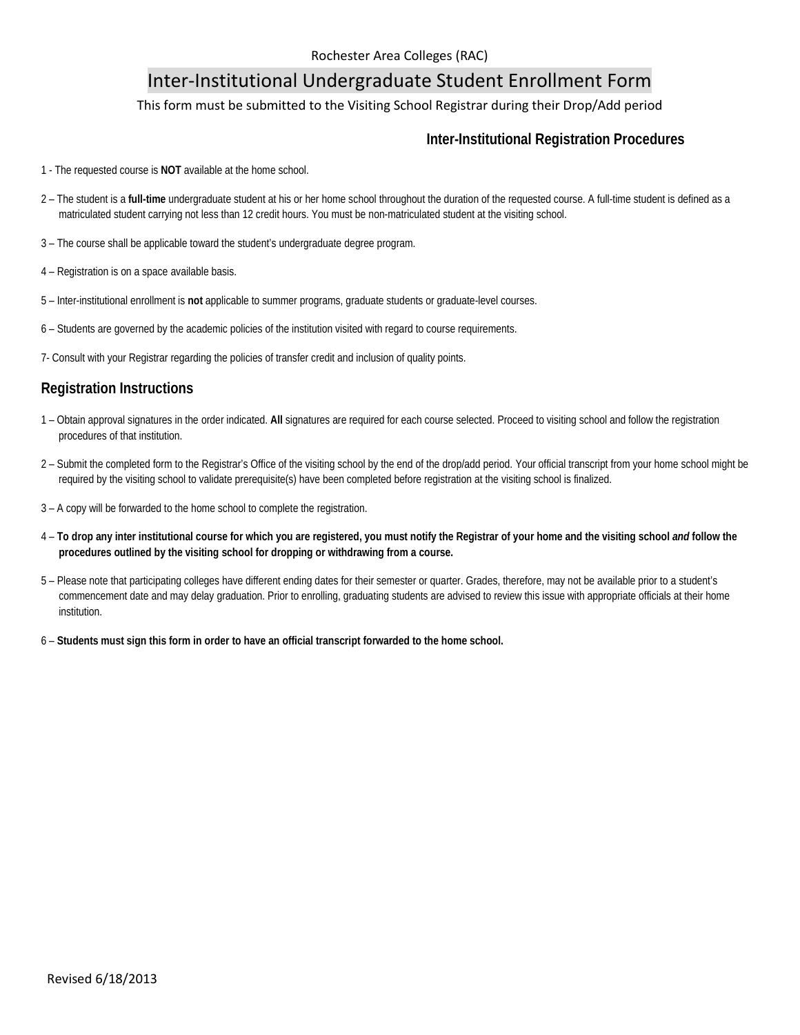Rochester Area Colleges (RAC)

# Inter-Institutional Undergraduate Student Enrollment Form

This form must be submitted to the Visiting School Registrar during their Drop/Add period

## Inter-Institutional Registration Procedures

1 - The requested course is **NOT** available at the home school.

2 – The student is a **full-time** undergraduate student at his or her home school throughout the duration of the requested course. A full-time student is defined as a matriculated student carrying not less than 12 credit hours. You must be non-matriculated student at the visiting school.

3 – The course shall be applicable toward the student's undergraduate degree program.

4 – Registration is on a space available basis.

5 – Inter-institutional enrollment is **not** applicable to summer programs, graduate students or graduate-level courses.

6 – Students are governed by the academic policies of the institution visited with regard to course requirements.

7- Consult with your Registrar regarding the policies of transfer credit and inclusion of quality points.

## Registration Instructions

1 – Obtain approval signatures in the order indicated. **All** signatures are required for each course selected. Proceed to visiting school and follow the registration procedures of that institution.

2 – Submit the completed form to the Registrar's Office of the visiting school by the end of the drop/add period. Your official transcript from your home school might be required by the visiting school to validate prerequisite(s) have been completed before registration at the visiting school is finalized.

3 – A copy will be forwarded to the home school to complete the registration.

4 – **To drop any inter institutional course for which you are registered, you must notify the Registrar of your home and the visiting school *and* follow the procedures outlined by the visiting school for dropping or withdrawing from a course.**

5 – Please note that participating colleges have different ending dates for their semester or quarter. Grades, therefore, may not be available prior to a student's commencement date and may delay graduation. Prior to enrolling, graduating students are advised to review this issue with appropriate officials at their home institution.

6 – **Students must sign this form in order to have an official transcript forwarded to the home school.**

Revised 6/18/2013